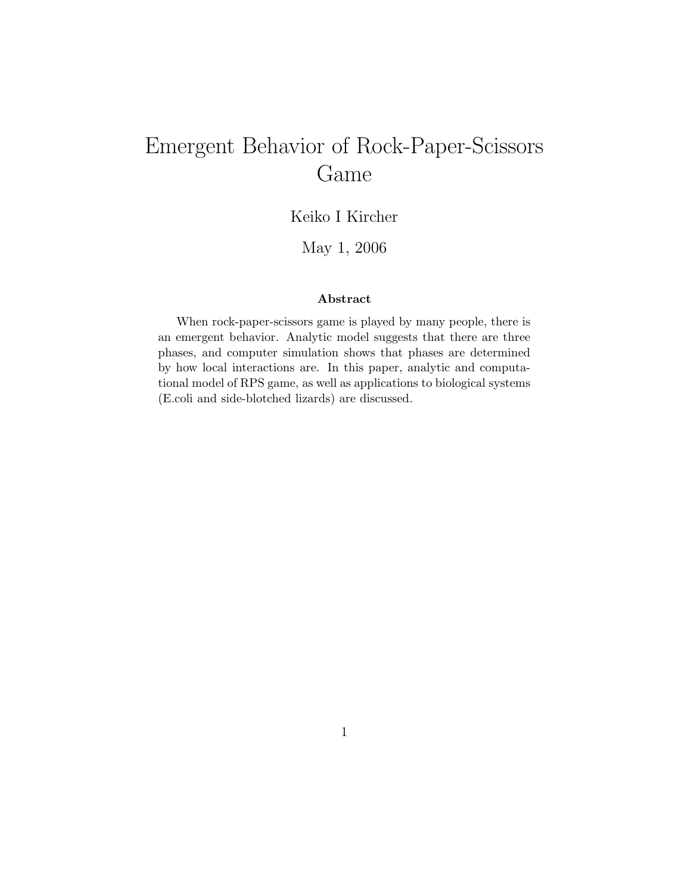# Emergent Behavior of Rock-Paper-Scissors Game

Keiko I Kircher

May 1, 2006

**Abstract**

When rock-paper-scissors game is played by many people, there is an emergent behavior. Analytic model suggests that there are three phases, and computer simulation shows that phases are determined by how local interactions are. In this paper, analytic and computational model of RPS game, as well as applications to biological systems (E.coli and side-blotched lizards) are discussed.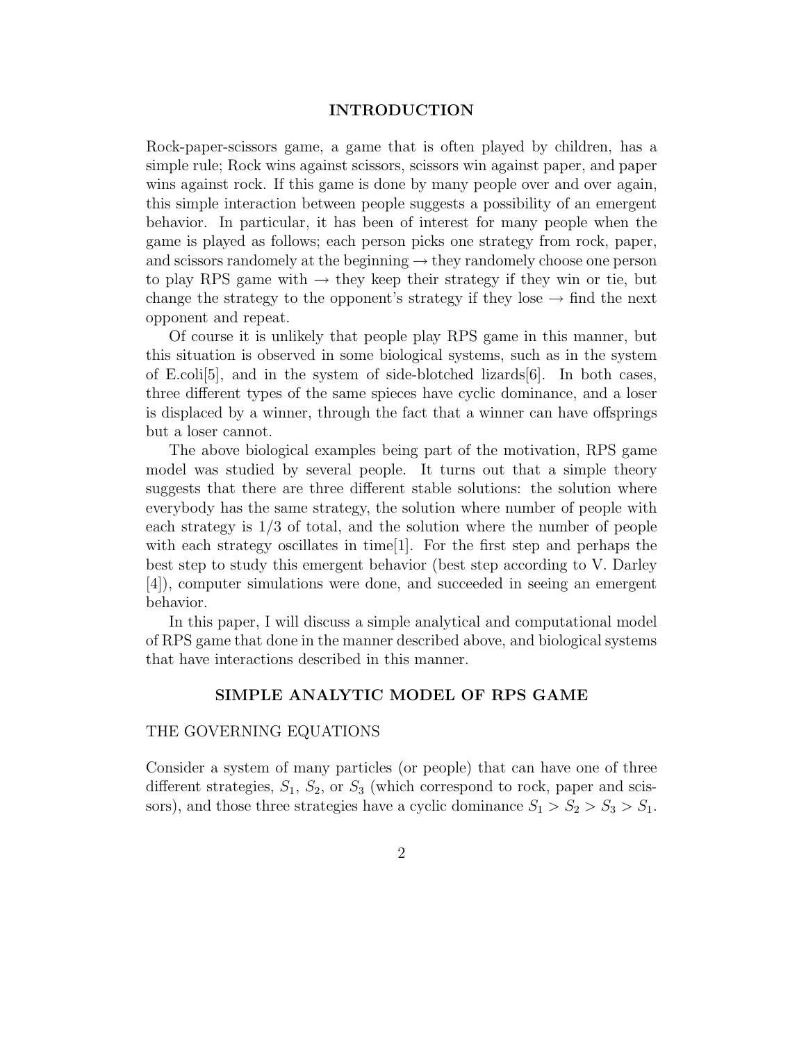## INTRODUCTION

Rock-paper-scissors game, a game that is often played by children, has a simple rule; Rock wins against scissors, scissors win against paper, and paper wins against rock. If this game is done by many people over and over again, this simple interaction between people suggests a possibility of an emergent behavior. In particular, it has been of interest for many people when the game is played as follows; each person picks one strategy from rock, paper, and scissors randomely at the beginning → they randomely choose one person to play RPS game with → they keep their strategy if they win or tie, but change the strategy to the opponent's strategy if they lose → find the next opponent and repeat.

Of course it is unlikely that people play RPS game in this manner, but this situation is observed in some biological systems, such as in the system of E.coli[5], and in the system of side-blotched lizards[6]. In both cases, three different types of the same spieces have cyclic dominance, and a loser is displaced by a winner, through the fact that a winner can have offsprings but a loser cannot.

The above biological examples being part of the motivation, RPS game model was studied by several people. It turns out that a simple theory suggests that there are three different stable solutions: the solution where everybody has the same strategy, the solution where number of people with each strategy is 1/3 of total, and the solution where the number of people with each strategy oscillates in time[1]. For the first step and perhaps the best step to study this emergent behavior (best step according to V. Darley [4]), computer simulations were done, and succeeded in seeing an emergent behavior.

In this paper, I will discuss a simple analytical and computational model of RPS game that done in the manner described above, and biological systems that have interactions described in this manner.

## SIMPLE ANALYTIC MODEL OF RPS GAME

### THE GOVERNING EQUATIONS

Consider a system of many particles (or people) that can have one of three different strategies, $S_1$, $S_2$, or $S_3$ (which correspond to rock, paper and scissors), and those three strategies have a cyclic dominance $S_1 > S_2 > S_3 > S_1$.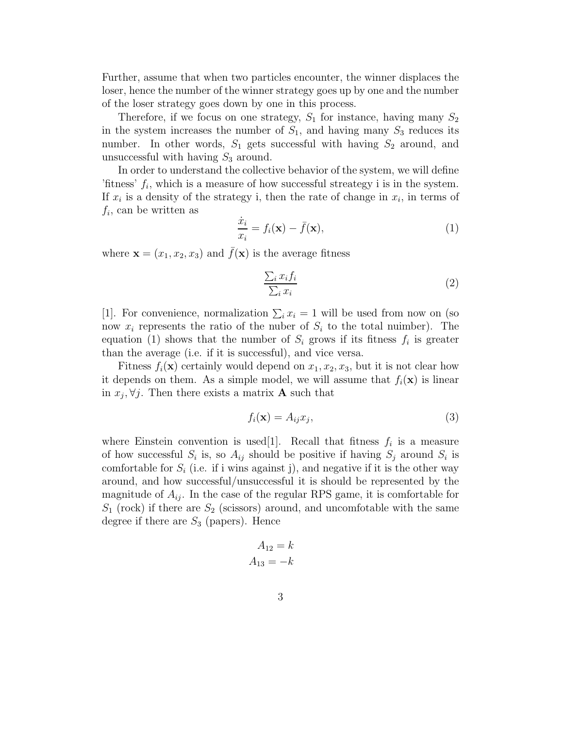Further, assume that when two particles encounter, the winner displaces the loser, hence the number of the winner strategy goes up by one and the number of the loser strategy goes down by one in this process.

Therefore, if we focus on one strategy, $S_1$ for instance, having many $S_2$ in the system increases the number of $S_1$, and having many $S_3$ reduces its number. In other words, $S_1$ gets successful with having $S_2$ around, and unsuccessful with having $S_3$ around.

In order to understand the collective behavior of the system, we will define 'fitness' $f_i$, which is a measure of how successful streategy i is in the system. If $x_i$ is a density of the strategy i, then the rate of change in $x_i$, in terms of $f_i$, can be written as

$$\frac{\dot{x}_i}{x_i} = f_i(\mathbf{x}) - \bar{f}(\mathbf{x}), \tag{1}$$

where $\mathbf{x} = (x_1, x_2, x_3)$ and $\bar{f}(\mathbf{x})$ is the average fitness

$$\frac{\sum_i x_i f_i}{\sum_i x_i} \tag{2}$$

[1]. For convenience, normalization $\sum_i x_i = 1$ will be used from now on (so now $x_i$ represents the ratio of the nuber of $S_i$ to the total nuimber). The equation (1) shows that the number of $S_i$ grows if its fitness $f_i$ is greater than the average (i.e. if it is successful), and vice versa.

Fitness $f_i(\mathbf{x})$ certainly would depend on $x_1, x_2, x_3$, but it is not clear how it depends on them. As a simple model, we will assume that $f_i(\mathbf{x})$ is linear in $x_j, \forall j$. Then there exists a matrix $\mathbf{A}$ such that

$$f_i(\mathbf{x}) = A_{ij} x_j, \tag{3}$$

where Einstein convention is used[1]. Recall that fitness $f_i$ is a measure of how successful $S_i$ is, so $A_{ij}$ should be positive if having $S_j$ around $S_i$ is comfortable for $S_i$ (i.e. if i wins against j), and negative if it is the other way around, and how successful/unsuccessful it is should be represented by the magnitude of $A_{ij}$. In the case of the regular RPS game, it is comfortable for $S_1$ (rock) if there are $S_2$ (scissors) around, and uncomfotable with the same degree if there are $S_3$ (papers). Hence

$$A_{12} = k$$
$$A_{13} = -k$$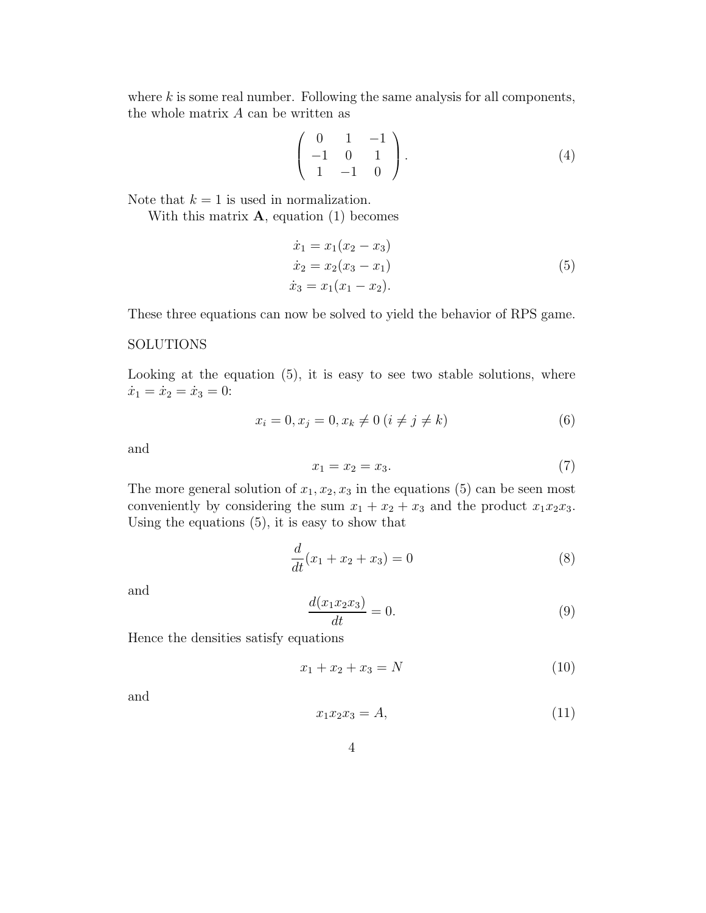where $k$ is some real number. Following the same analysis for all components, the whole matrix $A$ can be written as

$$
\begin{pmatrix} 0 & 1 & -1 \\ -1 & 0 & 1 \\ 1 & -1 & 0 \end{pmatrix}. \tag{4}
$$

Note that $k = 1$ is used in normalization.

With this matrix $\mathbf{A}$, equation (1) becomes

$$
\begin{aligned}
\dot{x}_1 &= x_1(x_2 - x_3) \\
\dot{x}_2 &= x_2(x_3 - x_1) \\
\dot{x}_3 &= x_1(x_1 - x_2).
\end{aligned} \tag{5}
$$

These three equations can now be solved to yield the behavior of RPS game.

SOLUTIONS

Looking at the equation (5), it is easy to see two stable solutions, where $\dot{x}_1 = \dot{x}_2 = \dot{x}_3 = 0$:

$$
x_i = 0, x_j = 0, x_k \neq 0 \; (i \neq j \neq k) \tag{6}
$$

and

$$
x_1 = x_2 = x_3. \tag{7}
$$

The more general solution of $x_1, x_2, x_3$ in the equations (5) can be seen most conveniently by considering the sum $x_1 + x_2 + x_3$ and the product $x_1 x_2 x_3$. Using the equations (5), it is easy to show that

$$
\frac{d}{dt}(x_1 + x_2 + x_3) = 0 \tag{8}
$$

and

$$
\frac{d(x_1 x_2 x_3)}{dt} = 0. \tag{9}
$$

Hence the densities satisfy equations

$$
x_1 + x_2 + x_3 = N \tag{10}
$$

and

$$
x_1 x_2 x_3 = A, \tag{11}
$$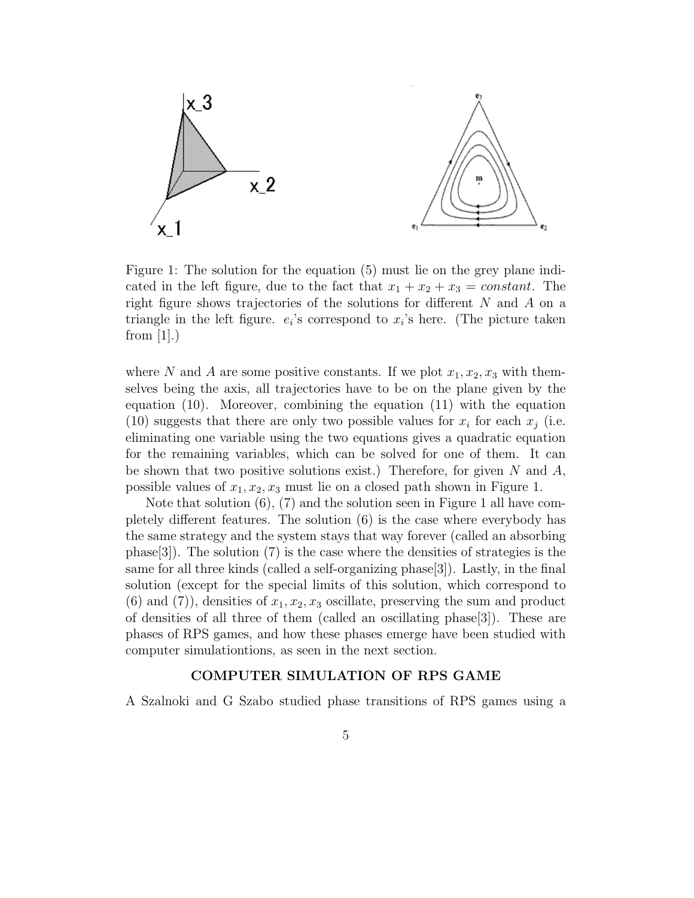Figure 1: The solution for the equation (5) must lie on the grey plane indicated in the left figure, due to the fact that $x_1 + x_2 + x_3 = constant$. The right figure shows trajectories of the solutions for different $N$ and $A$ on a triangle in the left figure. $e_i$'s correspond to $x_i$'s here. (The picture taken from [1].)

where $N$ and $A$ are some positive constants. If we plot $x_1, x_2, x_3$ with themselves being the axis, all trajectories have to be on the plane given by the equation (10). Moreover, combining the equation (11) with the equation (10) suggests that there are only two possible values for $x_i$ for each $x_j$ (i.e. eliminating one variable using the two equations gives a quadratic equation for the remaining variables, which can be solved for one of them. It can be shown that two positive solutions exist.) Therefore, for given $N$ and $A$, possible values of $x_1, x_2, x_3$ must lie on a closed path shown in Figure 1.

Note that solution (6), (7) and the solution seen in Figure 1 all have completely different features. The solution (6) is the case where everybody has the same strategy and the system stays that way forever (called an absorbing phase[3]). The solution (7) is the case where the densities of strategies is the same for all three kinds (called a self-organizing phase[3]). Lastly, in the final solution (except for the special limits of this solution, which correspond to (6) and (7)), densities of $x_1, x_2, x_3$ oscillate, preserving the sum and product of densities of all three of them (called an oscillating phase[3]). These are phases of RPS games, and how these phases emerge have been studied with computer simulationtions, as seen in the next section.

## COMPUTER SIMULATION OF RPS GAME

A Szalnoki and G Szabo studied phase transitions of RPS games using a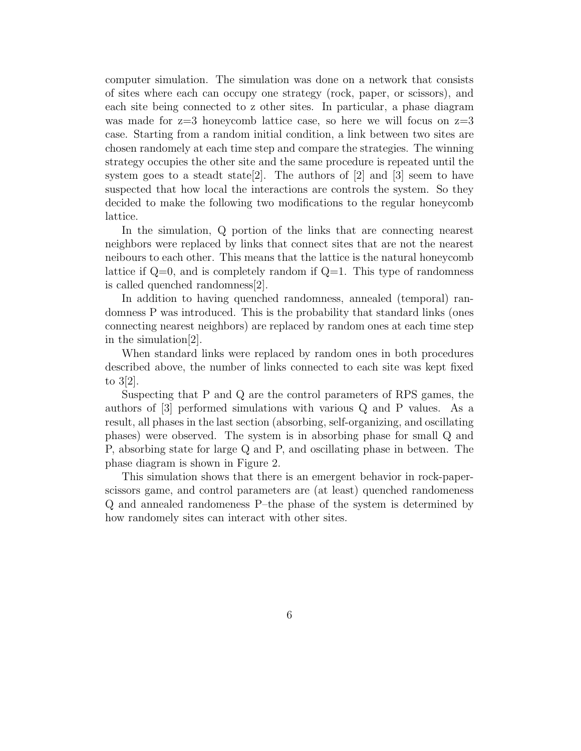computer simulation. The simulation was done on a network that consists of sites where each can occupy one strategy (rock, paper, or scissors), and each site being connected to z other sites. In particular, a phase diagram was made for z=3 honeycomb lattice case, so here we will focus on z=3 case. Starting from a random initial condition, a link between two sites are chosen randomely at each time step and compare the strategies. The winning strategy occupies the other site and the same procedure is repeated until the system goes to a steadt state[2]. The authors of [2] and [3] seem to have suspected that how local the interactions are controls the system. So they decided to make the following two modifications to the regular honeycomb lattice.

In the simulation, Q portion of the links that are connecting nearest neighbors were replaced by links that connect sites that are not the nearest neibours to each other. This means that the lattice is the natural honeycomb lattice if Q=0, and is completely random if Q=1. This type of randomness is called quenched randomness[2].

In addition to having quenched randomness, annealed (temporal) randomness P was introduced. This is the probability that standard links (ones connecting nearest neighbors) are replaced by random ones at each time step in the simulation[2].

When standard links were replaced by random ones in both procedures described above, the number of links connected to each site was kept fixed to 3[2].

Suspecting that P and Q are the control parameters of RPS games, the authors of [3] performed simulations with various Q and P values. As a result, all phases in the last section (absorbing, self-organizing, and oscillating phases) were observed. The system is in absorbing phase for small Q and P, absorbing state for large Q and P, and oscillating phase in between. The phase diagram is shown in Figure 2.

This simulation shows that there is an emergent behavior in rock-paper-scissors game, and control parameters are (at least) quenched randomeness Q and annealed randomeness P–the phase of the system is determined by how randomely sites can interact with other sites.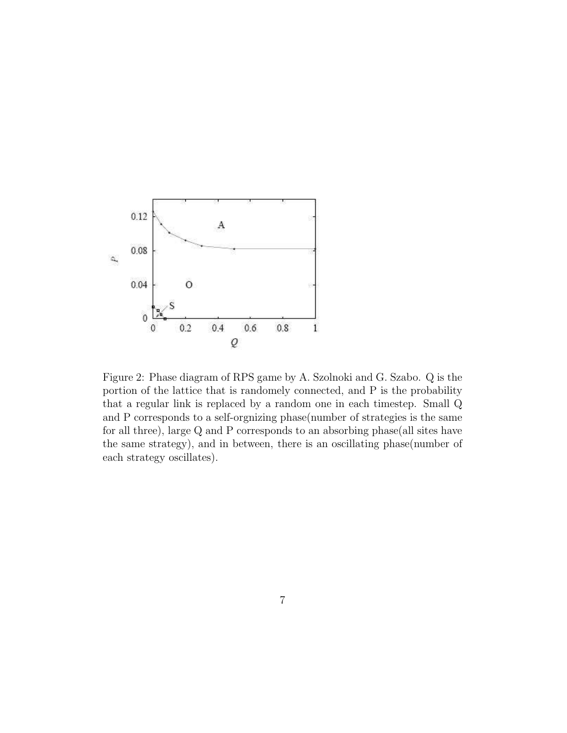Figure 2: Phase diagram of RPS game by A. Szolnoki and G. Szabo. Q is the portion of the lattice that is randomely connected, and P is the probability that a regular link is replaced by a random one in each timestep. Small Q and P corresponds to a self-orgnizing phase(number of strategies is the same for all three), large Q and P corresponds to an absorbing phase(all sites have the same strategy), and in between, there is an oscillating phase(number of each strategy oscillates).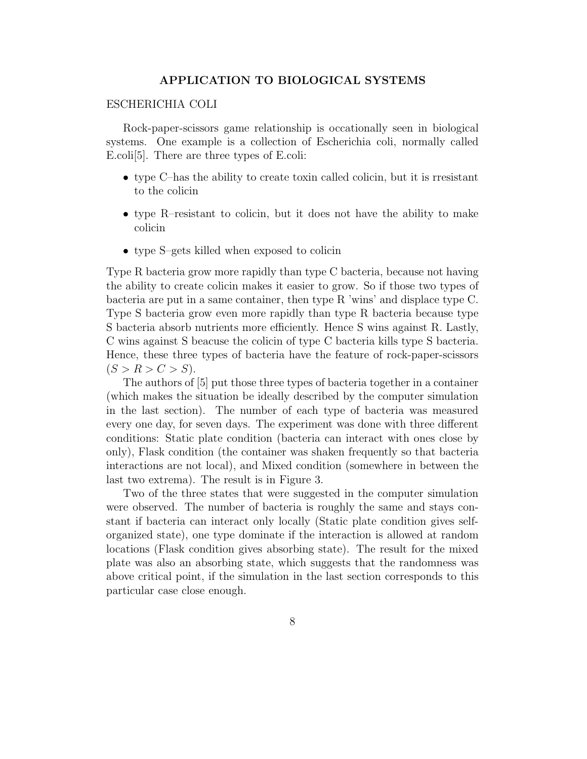## APPLICATION TO BIOLOGICAL SYSTEMS

### ESCHERICHIA COLI

Rock-paper-scissors game relationship is occationally seen in biological systems. One example is a collection of Escherichia coli, normally called E.coli[5]. There are three types of E.coli:

- type C–has the ability to create toxin called colicin, but it is rresistant to the colicin
- type R–resistant to colicin, but it does not have the ability to make colicin
- type S–gets killed when exposed to colicin

Type R bacteria grow more rapidly than type C bacteria, because not having the ability to create colicin makes it easier to grow. So if those two types of bacteria are put in a same container, then type R 'wins' and displace type C. Type S bacteria grow even more rapidly than type R bacteria because type S bacteria absorb nutrients more efficiently. Hence S wins against R. Lastly, C wins against S beacuse the colicin of type C bacteria kills type S bacteria. Hence, these three types of bacteria have the feature of rock-paper-scissors ($S > R > C > S$).

The authors of [5] put those three types of bacteria together in a container (which makes the situation be ideally described by the computer simulation in the last section). The number of each type of bacteria was measured every one day, for seven days. The experiment was done with three different conditions: Static plate condition (bacteria can interact with ones close by only), Flask condition (the container was shaken frequently so that bacteria interactions are not local), and Mixed condition (somewhere in between the last two extrema). The result is in Figure 3.

Two of the three states that were suggested in the computer simulation were observed. The number of bacteria is roughly the same and stays constant if bacteria can interact only locally (Static plate condition gives self-organized state), one type dominate if the interaction is allowed at random locations (Flask condition gives absorbing state). The result for the mixed plate was also an absorbing state, which suggests that the randomness was above critical point, if the simulation in the last section corresponds to this particular case close enough.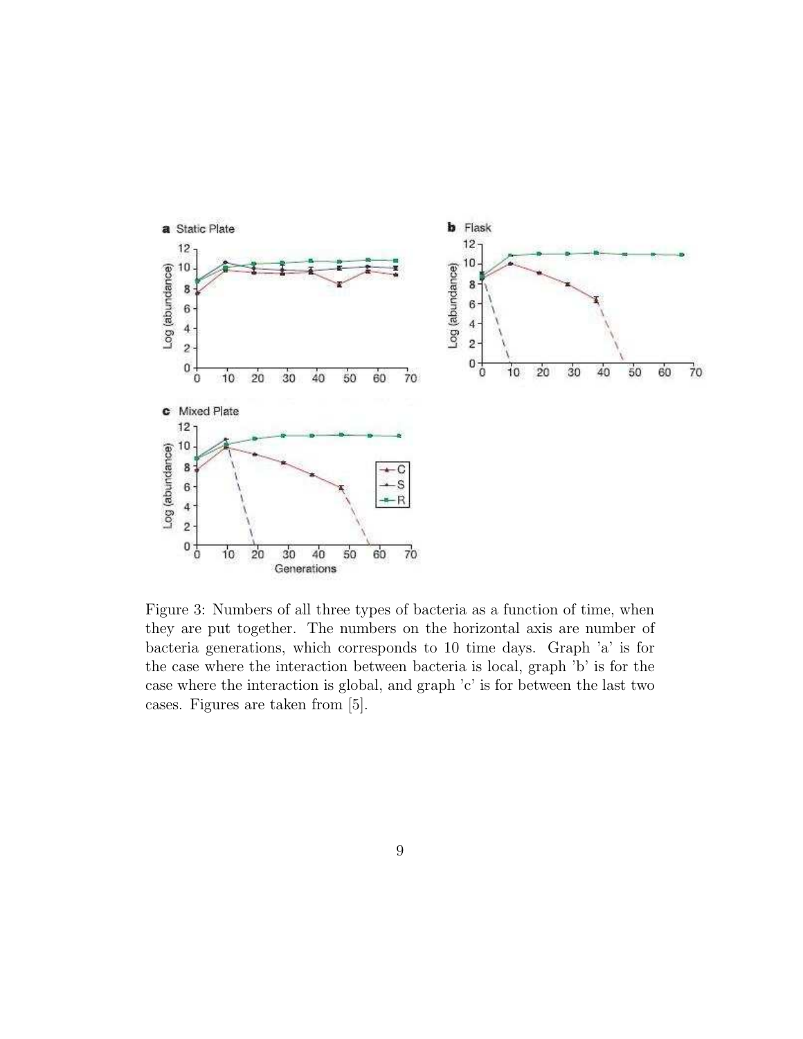Figure 3: Numbers of all three types of bacteria as a function of time, when they are put together. The numbers on the horizontal axis are number of bacteria generations, which corresponds to 10 time days. Graph 'a' is for the case where the interaction between bacteria is local, graph 'b' is for the case where the interaction is global, and graph 'c' is for between the last two cases. Figures are taken from [5].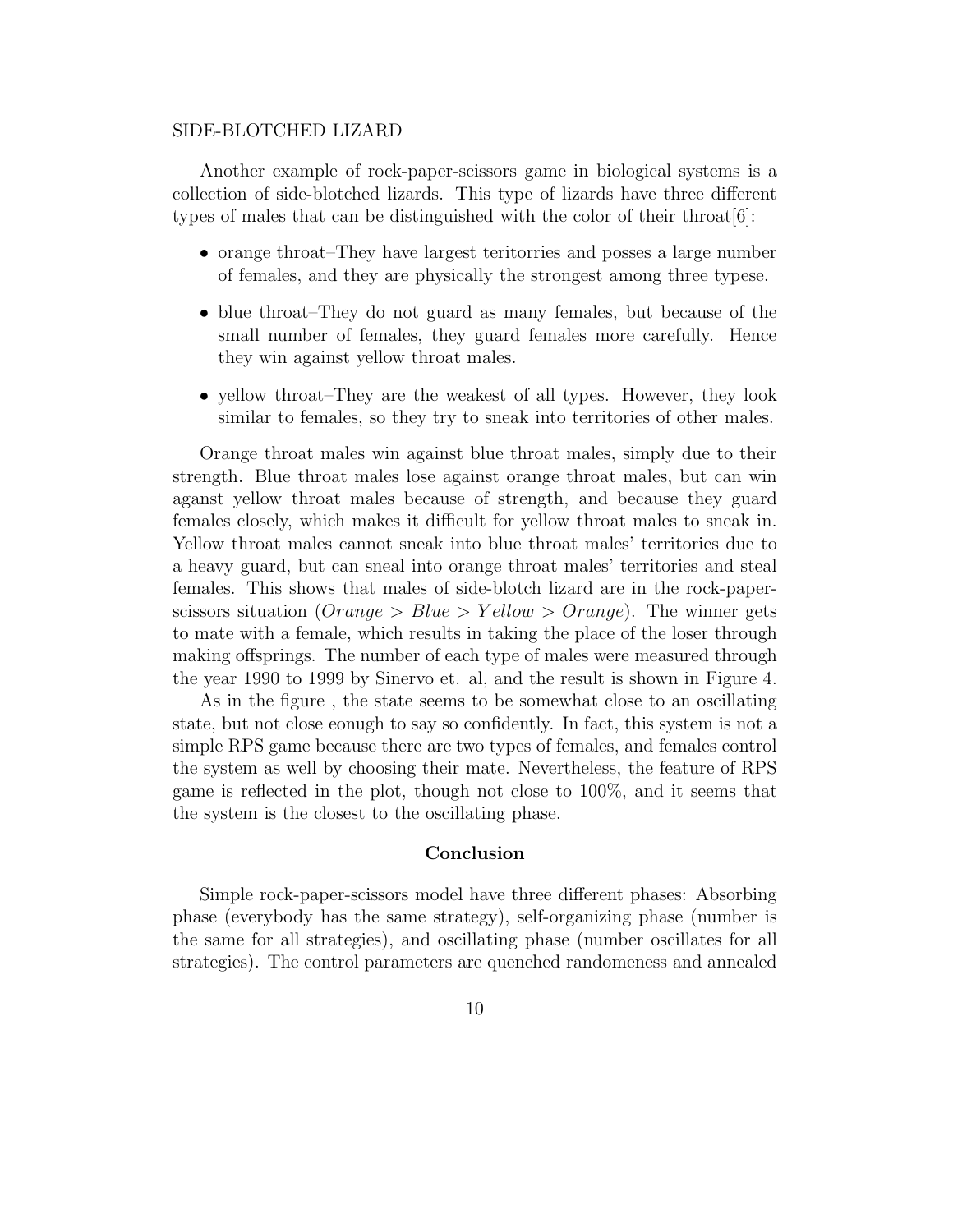SIDE-BLOTCHED LIZARD

Another example of rock-paper-scissors game in biological systems is a collection of side-blotched lizards. This type of lizards have three different types of males that can be distinguished with the color of their throat[6]:

- orange throat–They have largest teritorries and posses a large number of females, and they are physically the strongest among three typese.
- blue throat–They do not guard as many females, but because of the small number of females, they guard females more carefully. Hence they win against yellow throat males.
- yellow throat–They are the weakest of all types. However, they look similar to females, so they try to sneak into territories of other males.

Orange throat males win against blue throat males, simply due to their strength. Blue throat males lose against orange throat males, but can win aganst yellow throat males because of strength, and because they guard females closely, which makes it difficult for yellow throat males to sneak in. Yellow throat males cannot sneak into blue throat males' territories due to a heavy guard, but can sneal into orange throat males' territories and steal females. This shows that males of side-blotch lizard are in the rock-paper-scissors situation ($Orange > Blue > Yellow > Orange$). The winner gets to mate with a female, which results in taking the place of the loser through making offsprings. The number of each type of males were measured through the year 1990 to 1999 by Sinervo et. al, and the result is shown in Figure 4.

As in the figure , the state seems to be somewhat close to an oscillating state, but not close eonugh to say so confidently. In fact, this system is not a simple RPS game because there are two types of females, and females control the system as well by choosing their mate. Nevertheless, the feature of RPS game is reflected in the plot, though not close to 100%, and it seems that the system is the closest to the oscillating phase.

## Conclusion

Simple rock-paper-scissors model have three different phases: Absorbing phase (everybody has the same strategy), self-organizing phase (number is the same for all strategies), and oscillating phase (number oscillates for all strategies). The control parameters are quenched randomeness and annealed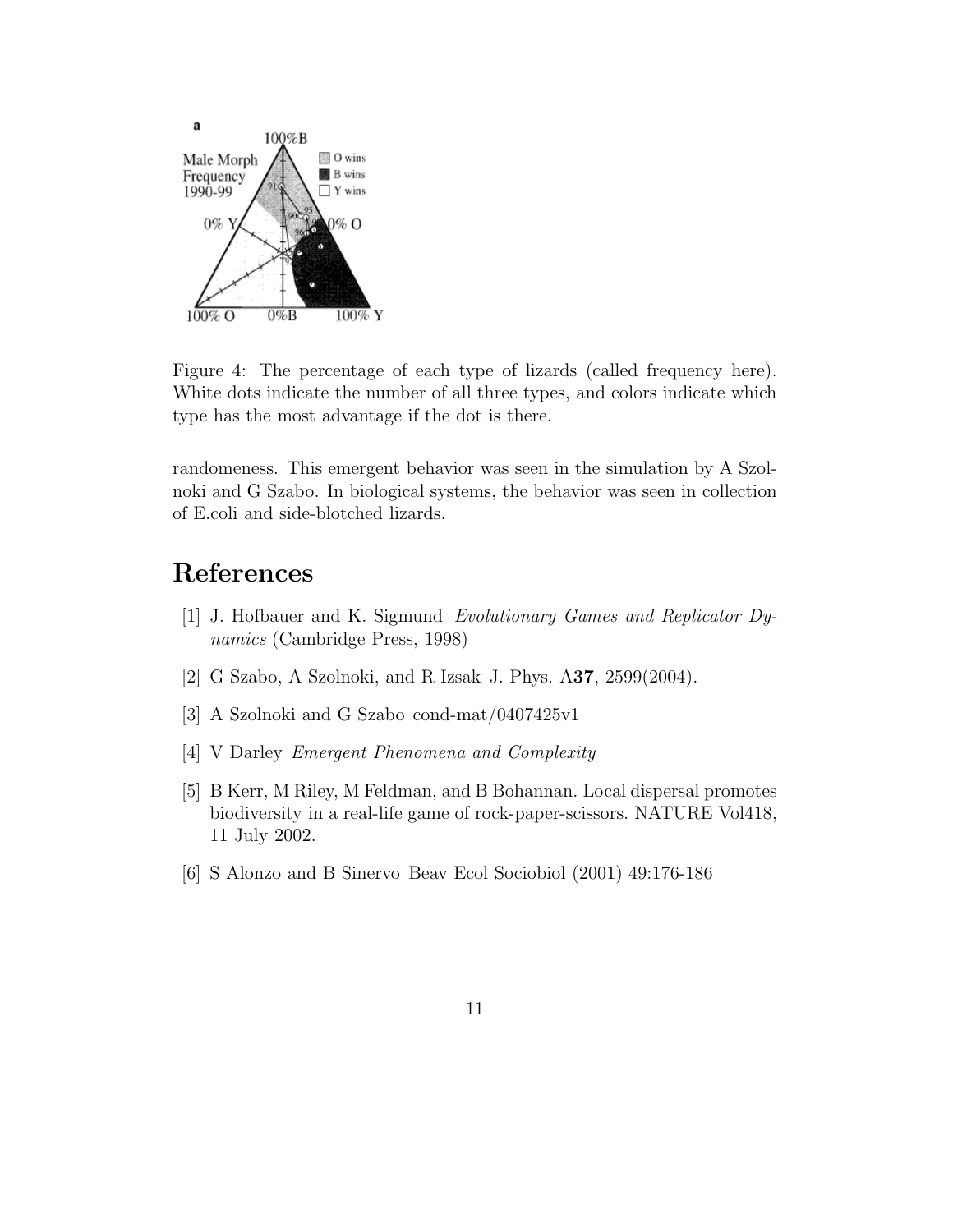a

100%B

Male Morph
Frequency
1990-99

O wins
B wins
Y wins

0% Y

0% O

100% O

0%B

100% Y

Figure 4: The percentage of each type of lizards (called frequency here). White dots indicate the number of all three types, and colors indicate which type has the most advantage if the dot is there.

randomeness. This emergent behavior was seen in the simulation by A Szolnoki and G Szabo. In biological systems, the behavior was seen in collection of E.coli and side-blotched lizards.

# References

[1] J. Hofbauer and K. Sigmund *Evolutionary Games and Replicator Dynamics* (Cambridge Press, 1998)

[2] G Szabo, A Szolnoki, and R Izsak J. Phys. A**37**, 2599(2004).

[3] A Szolnoki and G Szabo cond-mat/0407425v1

[4] V Darley *Emergent Phenomena and Complexity*

[5] B Kerr, M Riley, M Feldman, and B Bohannan. Local dispersal promotes biodiversity in a real-life game of rock-paper-scissors. NATURE Vol418, 11 July 2002.

[6] S Alonzo and B Sinervo Beav Ecol Sociobiol (2001) 49:176-186